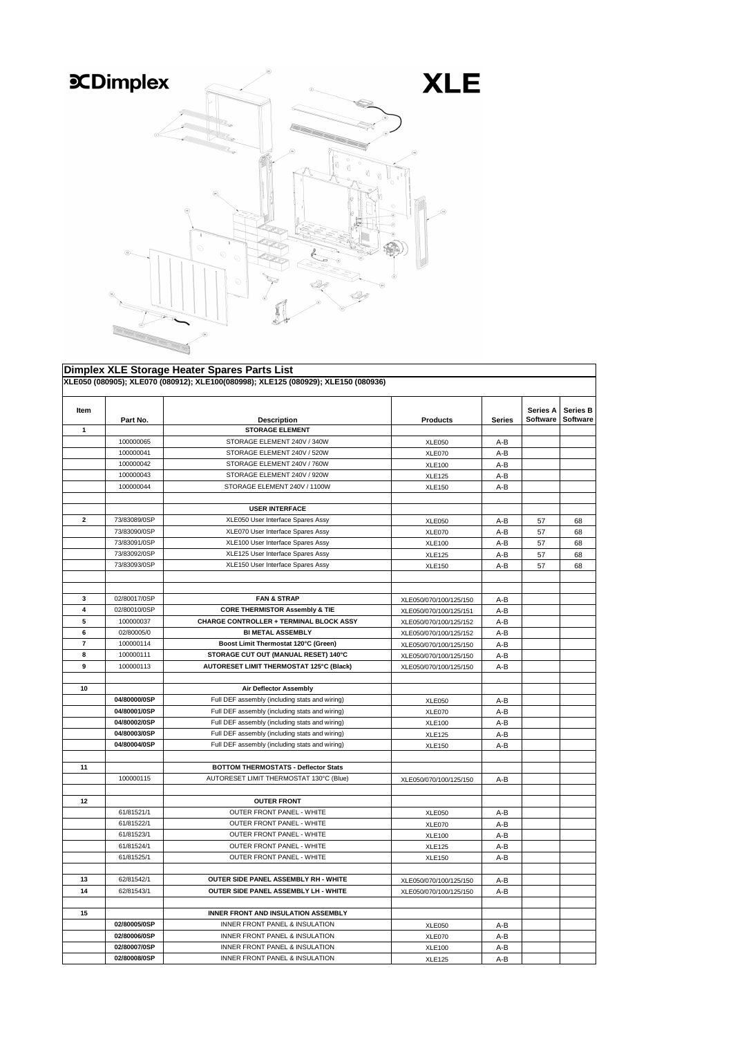Dimplex

# XLE

## Dimplex XLE Storage Heater Spares Parts List

**XLE050 (080905); XLE070 (080912); XLE100(080998); XLE125 (080929); XLE150 (080936)**

| Item | Part No. | Description | Products | Series | Series A Software | Series B Software |
|---|---|---|---|---|---|---|
| **1** | | **STORAGE ELEMENT** | | | | |
| | 100000065 | STORAGE ELEMENT 240V / 340W | XLE050 | A-B | | |
| | 100000041 | STORAGE ELEMENT 240V / 520W | XLE070 | A-B | | |
| | 100000042 | STORAGE ELEMENT 240V / 760W | XLE100 | A-B | | |
| | 100000043 | STORAGE ELEMENT 240V / 920W | XLE125 | A-B | | |
| | 100000044 | STORAGE ELEMENT 240V / 1100W | XLE150 | A-B | | |
| | | | | | | |
| | | **USER INTERFACE** | | | | |
| **2** | 73/83089/0SP | XLE050 User Interface Spares Assy | XLE050 | A-B | 57 | 68 |
| | 73/83090/0SP | XLE070 User Interface Spares Assy | XLE070 | A-B | 57 | 68 |
| | 73/83091/0SP | XLE100 User Interface Spares Assy | XLE100 | A-B | 57 | 68 |
| | 73/83092/0SP | XLE125 User Interface Spares Assy | XLE125 | A-B | 57 | 68 |
| | 73/83093/0SP | XLE150 User Interface Spares Assy | XLE150 | A-B | 57 | 68 |
| | | | | | | |
| | | | | | | |
| **3** | 02/80017/0SP | **FAN & STRAP** | XLE050/070/100/125/150 | A-B | | |
| **4** | 02/80010/0SP | **CORE THERMISTOR Assembly & TIE** | XLE050/070/100/125/151 | A-B | | |
| **5** | 100000037 | **CHARGE CONTROLLER + TERMINAL BLOCK ASSY** | XLE050/070/100/125/152 | A-B | | |
| **6** | 02/80005/0 | **BI METAL ASSEMBLY** | XLE050/070/100/125/152 | A-B | | |
| **7** | 100000114 | **Boost Limit Thermostat 120°C (Green)** | XLE050/070/100/125/150 | A-B | | |
| **8** | 100000111 | **STORAGE CUT OUT (MANUAL RESET) 140°C** | XLE050/070/100/125/150 | A-B | | |
| **9** | 100000113 | **AUTORESET LIMIT THERMOSTAT 125°C (Black)** | XLE050/070/100/125/150 | A-B | | |
| | | | | | | |
| **10** | | **Air Deflector Assembly** | | | | |
| | **04/80000/0SP** | Full DEF assembly (including stats and wiring) | XLE050 | A-B | | |
| | **04/80001/0SP** | Full DEF assembly (including stats and wiring) | XLE070 | A-B | | |
| | **04/80002/0SP** | Full DEF assembly (including stats and wiring) | XLE100 | A-B | | |
| | **04/80003/0SP** | Full DEF assembly (including stats and wiring) | XLE125 | A-B | | |
| | **04/80004/0SP** | Full DEF assembly (including stats and wiring) | XLE150 | A-B | | |
| | | | | | | |
| **11** | | **BOTTOM THERMOSTATS - Deflector Stats** | | | | |
| | 100000115 | AUTORESET LIMIT THERMOSTAT 130°C (Blue) | XLE050/070/100/125/150 | A-B | | |
| | | | | | | |
| **12** | | **OUTER FRONT** | | | | |
| | 61/81521/1 | OUTER FRONT PANEL - WHITE | XLE050 | A-B | | |
| | 61/81522/1 | OUTER FRONT PANEL - WHITE | XLE070 | A-B | | |
| | 61/81523/1 | OUTER FRONT PANEL - WHITE | XLE100 | A-B | | |
| | 61/81524/1 | OUTER FRONT PANEL - WHITE | XLE125 | A-B | | |
| | 61/81525/1 | OUTER FRONT PANEL - WHITE | XLE150 | A-B | | |
| | | | | | | |
| **13** | 62/81542/1 | **OUTER SIDE PANEL ASSEMBLY RH - WHITE** | XLE050/070/100/125/150 | A-B | | |
| **14** | 62/81543/1 | **OUTER SIDE PANEL ASSEMBLY LH - WHITE** | XLE050/070/100/125/150 | A-B | | |
| | | | | | | |
| **15** | | **INNER FRONT AND INSULATION ASSEMBLY** | | | | |
| | **02/80005/0SP** | INNER FRONT PANEL & INSULATION | XLE050 | A-B | | |
| | **02/80006/0SP** | INNER FRONT PANEL & INSULATION | XLE070 | A-B | | |
| | **02/80007/0SP** | INNER FRONT PANEL & INSULATION | XLE100 | A-B | | |
| | **02/80008/0SP** | INNER FRONT PANEL & INSULATION | XLE125 | A-B | | |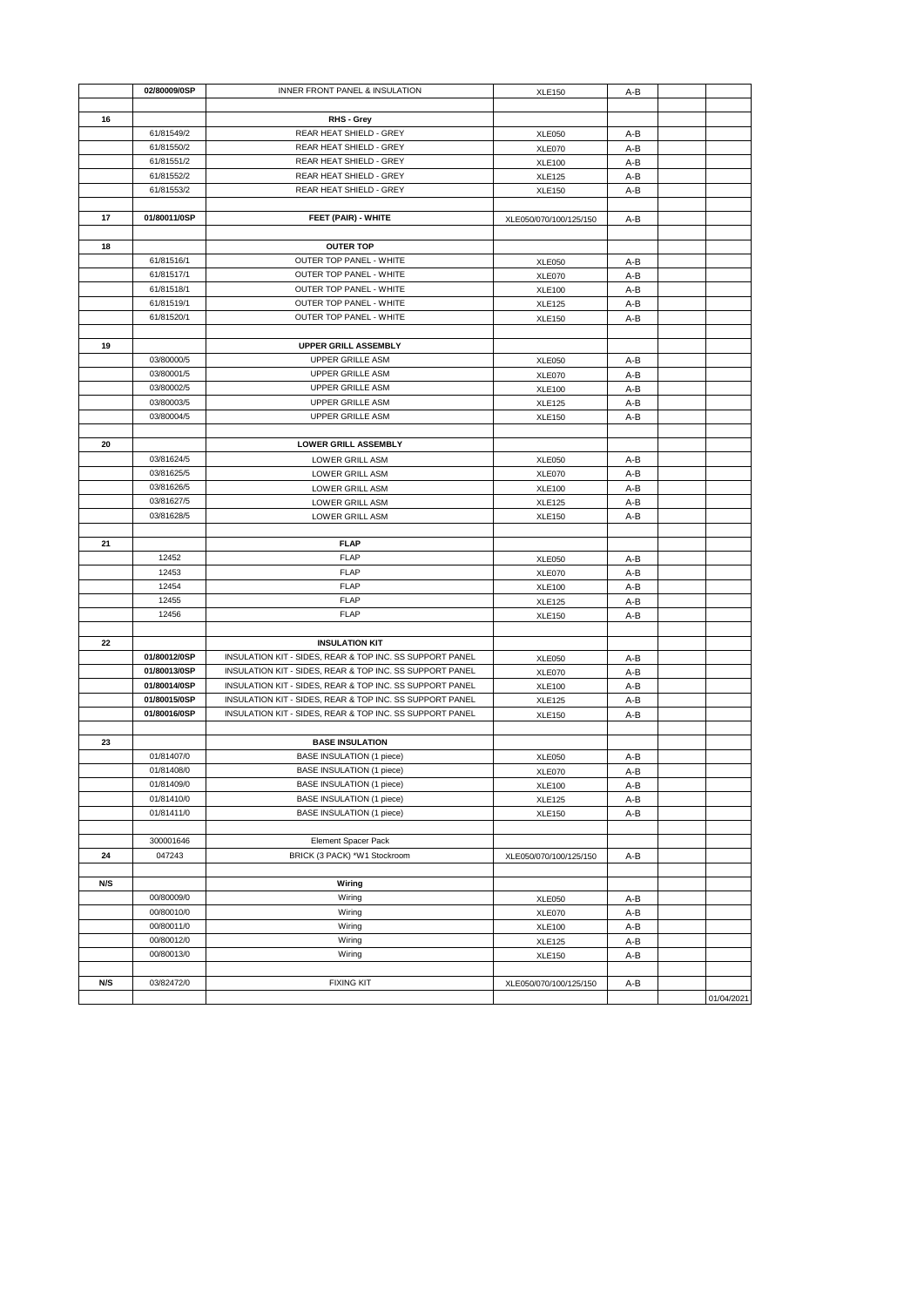| | | | | | | |
|---|---|---|---|---|---|---|
| | **02/80009/0SP** | INNER FRONT PANEL & INSULATION | XLE150 | A-B | | |
| | | | | | | |
| **16** | | **RHS - Grey** | | | | |
| | 61/81549/2 | REAR HEAT SHIELD - GREY | XLE050 | A-B | | |
| | 61/81550/2 | REAR HEAT SHIELD - GREY | XLE070 | A-B | | |
| | 61/81551/2 | REAR HEAT SHIELD - GREY | XLE100 | A-B | | |
| | 61/81552/2 | REAR HEAT SHIELD - GREY | XLE125 | A-B | | |
| | 61/81553/2 | REAR HEAT SHIELD - GREY | XLE150 | A-B | | |
| | | | | | | |
| **17** | **01/80011/0SP** | **FEET (PAIR) - WHITE** | XLE050/070/100/125/150 | A-B | | |
| | | | | | | |
| **18** | | **OUTER TOP** | | | | |
| | 61/81516/1 | OUTER TOP PANEL - WHITE | XLE050 | A-B | | |
| | 61/81517/1 | OUTER TOP PANEL - WHITE | XLE070 | A-B | | |
| | 61/81518/1 | OUTER TOP PANEL - WHITE | XLE100 | A-B | | |
| | 61/81519/1 | OUTER TOP PANEL - WHITE | XLE125 | A-B | | |
| | 61/81520/1 | OUTER TOP PANEL - WHITE | XLE150 | A-B | | |
| | | | | | | |
| **19** | | **UPPER GRILL ASSEMBLY** | | | | |
| | 03/80000/5 | UPPER GRILLE ASM | XLE050 | A-B | | |
| | 03/80001/5 | UPPER GRILLE ASM | XLE070 | A-B | | |
| | 03/80002/5 | UPPER GRILLE ASM | XLE100 | A-B | | |
| | 03/80003/5 | UPPER GRILLE ASM | XLE125 | A-B | | |
| | 03/80004/5 | UPPER GRILLE ASM | XLE150 | A-B | | |
| | | | | | | |
| **20** | | **LOWER GRILL ASSEMBLY** | | | | |
| | 03/81624/5 | LOWER GRILL ASM | XLE050 | A-B | | |
| | 03/81625/5 | LOWER GRILL ASM | XLE070 | A-B | | |
| | 03/81626/5 | LOWER GRILL ASM | XLE100 | A-B | | |
| | 03/81627/5 | LOWER GRILL ASM | XLE125 | A-B | | |
| | 03/81628/5 | LOWER GRILL ASM | XLE150 | A-B | | |
| | | | | | | |
| **21** | | **FLAP** | | | | |
| | 12452 | FLAP | XLE050 | A-B | | |
| | 12453 | FLAP | XLE070 | A-B | | |
| | 12454 | FLAP | XLE100 | A-B | | |
| | 12455 | FLAP | XLE125 | A-B | | |
| | 12456 | FLAP | XLE150 | A-B | | |
| | | | | | | |
| **22** | | **INSULATION KIT** | | | | |
| | **01/80012/0SP** | INSULATION KIT - SIDES, REAR & TOP INC. SS SUPPORT PANEL | XLE050 | A-B | | |
| | **01/80013/0SP** | INSULATION KIT - SIDES, REAR & TOP INC. SS SUPPORT PANEL | XLE070 | A-B | | |
| | **01/80014/0SP** | INSULATION KIT - SIDES, REAR & TOP INC. SS SUPPORT PANEL | XLE100 | A-B | | |
| | **01/80015/0SP** | INSULATION KIT - SIDES, REAR & TOP INC. SS SUPPORT PANEL | XLE125 | A-B | | |
| | **01/80016/0SP** | INSULATION KIT - SIDES, REAR & TOP INC. SS SUPPORT PANEL | XLE150 | A-B | | |
| | | | | | | |
| **23** | | **BASE INSULATION** | | | | |
| | 01/81407/0 | BASE INSULATION (1 piece) | XLE050 | A-B | | |
| | 01/81408/0 | BASE INSULATION (1 piece) | XLE070 | A-B | | |
| | 01/81409/0 | BASE INSULATION (1 piece) | XLE100 | A-B | | |
| | 01/81410/0 | BASE INSULATION (1 piece) | XLE125 | A-B | | |
| | 01/81411/0 | BASE INSULATION (1 piece) | XLE150 | A-B | | |
| | | | | | | |
| | 300001646 | Element Spacer Pack | | | | |
| **24** | 047243 | BRICK (3 PACK) *W1 Stockroom | XLE050/070/100/125/150 | A-B | | |
| | | | | | | |
| **N/S** | | **Wiring** | | | | |
| | 00/80009/0 | Wiring | XLE050 | A-B | | |
| | 00/80010/0 | Wiring | XLE070 | A-B | | |
| | 00/80011/0 | Wiring | XLE100 | A-B | | |
| | 00/80012/0 | Wiring | XLE125 | A-B | | |
| | 00/80013/0 | Wiring | XLE150 | A-B | | |
| | | | | | | |
| **N/S** | 03/82472/0 | FIXING KIT | XLE050/070/100/125/150 | A-B | | |
| | | | | | | 01/04/2021 |